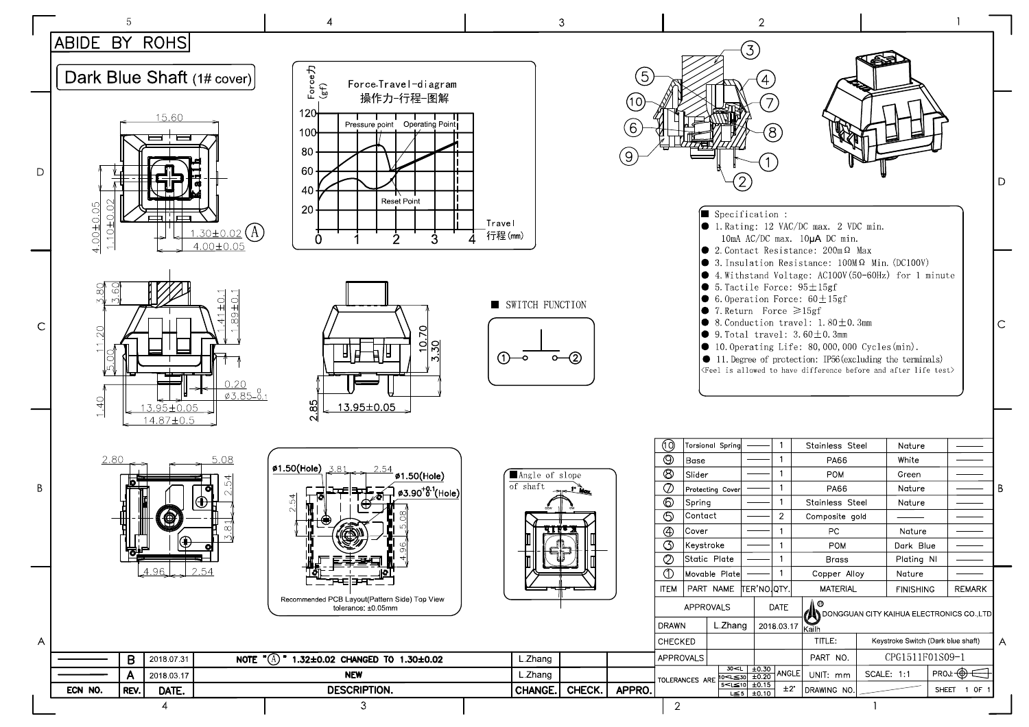ABIDE BY ROHS

# Dark Blue Shaft (1# cover)

Force-Travel-diagram
操作力-行程-图解

Force力 (gf)

Pressure point, Operating Point, Reset Point

Travel 行程(mm)

■ SWITCH FUNCTION

①—② 

■ Angle of slope of shaft: 1° Max.

Recommended PCB Layout(Pattern Side) Top View
tolerance: ±0.05mm

## ■ Specification :

- 1. Rating: 12 VAC/DC max. 2 VDC min.
  10mA AC/DC max. 10μA DC min.
- 2. Contact Resistance: 200mΩ Max
- 3. Insulation Resistance: 100MΩ Min. (DC100V)
- 4. Withstand Voltage: AC100V(50-60Hz) for 1 minute
- 5. Tactile Force: 95±15gf
- 6. Operation Force: 60±15gf
- 7. Return Force ≥15gf
- 8. Conduction travel: 1.80±0.3mm
- 9. Total travel: 3.60±0.3mm
- 10. Operating Life: 80,000,000 Cycles(min).
- 11. Degree of protection: IP56(excluding the terminals)

<Feel is allowed to have difference before and after life test>

| ITEM | PART NAME | TER'NO. | QTY. | MATERIAL | FINISHING | REMARK |
|---|---|---|---|---|---|---|
| ⑩ | Torsional Spring | —— | 1 | Stainless Steel | Nature | —— |
| ⑨ | Base | —— | 1 | PA66 | White | —— |
| ⑧ | Slider | —— | 1 | POM | Green | —— |
| ⑦ | Protecting Cover | —— | 1 | PA66 | Nature | —— |
| ⑥ | Spring | —— | 1 | Stainless Steel | Nature | —— |
| ⑤ | Contact | —— | 2 | Composite gold | —— | —— |
| ④ | Cover | —— | 1 | PC | Nature | —— |
| ③ | Keystroke | —— | 1 | POM | Dark Blue | —— |
| ② | Static Plate | —— | 1 | Brass | Plating Ni | —— |
| ① | Movable Plate | —— | 1 | Copper Alloy | Nature | —— |

| ECN NO. | REV. | DATE. | DESCRIPTION. | CHANGE. | CHECK. | APPRO. |
|---|---|---|---|---|---|---|
| —— | B | 2018.07.31 | NOTE "Ⓐ" 1.32±0.02 CHANGED TO 1.30±0.02 | L.Zhang | | |
| —— | A | 2018.03.17 | NEW | L.Zhang | | |

| APPROVALS | | DATE | DONGGUAN CITY KAIHUA ELECTRONICS CO.,LTD | |
|---|---|---|---|---|
| DRAWN | L.Zhang | 2018.03.17 | TITLE: | Keystroke Switch (Dark blue shaft) |
| CHECKED | | | PART NO. | CPG1511F01S09-1 |
| APPROVALS | | | | |

TOLERANCES ARE: 30<L ±0.30; 10<L≤30 ±0.20; 5<L≤10 ±0.15; L≤5 ±0.10; ANGLE ±2°

UNIT: mm | SCALE: 1:1 | DRAWING NO. | SHEET 1 OF 1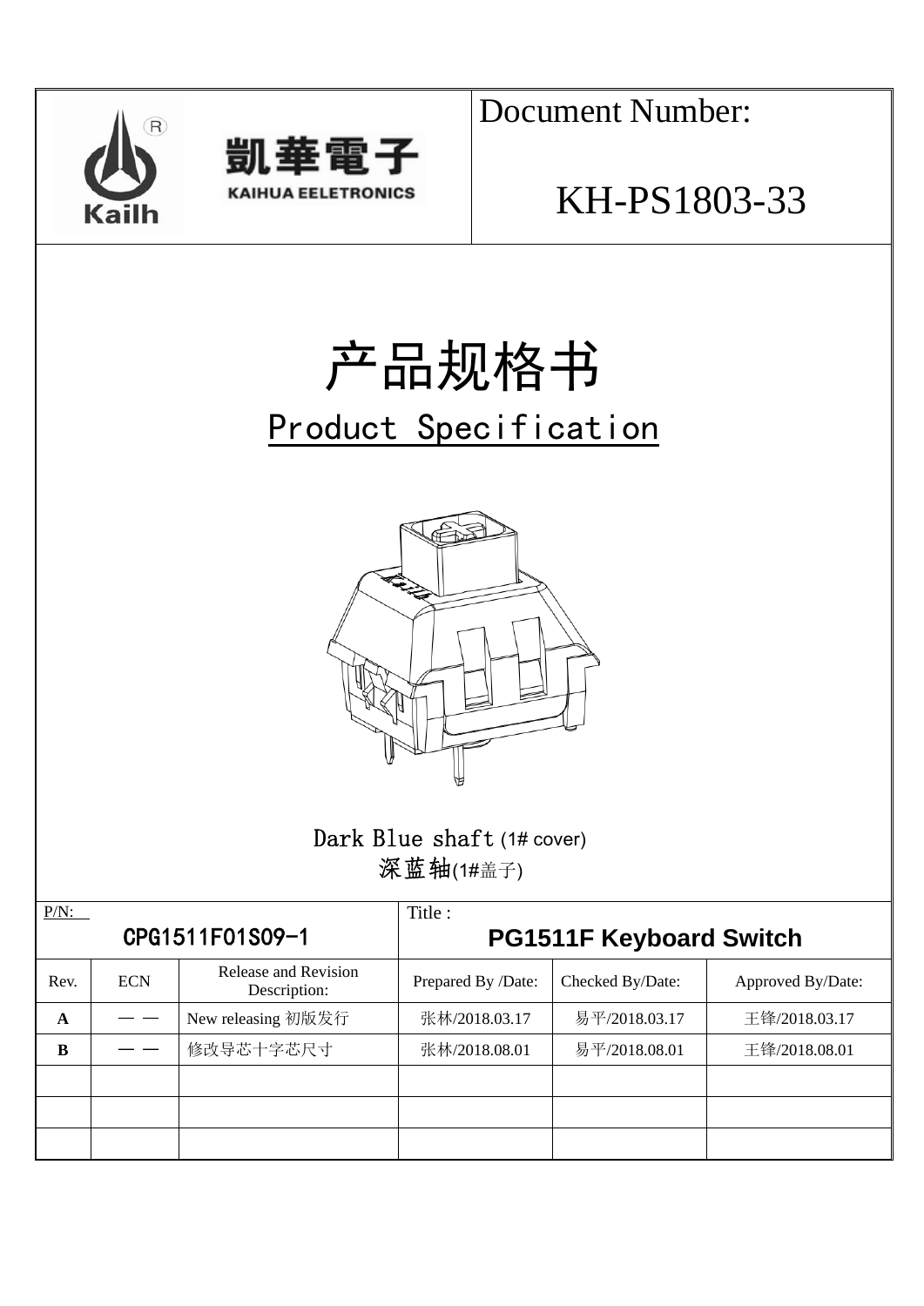凱華電子

KAIHUA EELETRONICS

Document Number:

KH-PS1803-33

# 产品规格书

## Product Specification

Dark Blue shaft (1# cover)

深蓝轴(1#盖子)

| P/N: CPG1511F01S09-1 | | | Title : PG1511F Keyboard Switch | | |
|---|---|---|---|---|---|
| Rev. | ECN | Release and Revision Description: | Prepared By /Date: | Checked By/Date: | Approved By/Date: |
| **A** | — — | New releasing 初版发行 | 张林/2018.03.17 | 易平/2018.03.17 | 王锋/2018.03.17 |
| **B** | — — | 修改导芯十字芯尺寸 | 张林/2018.08.01 | 易平/2018.08.01 | 王锋/2018.08.01 |
| | | | | | |
| | | | | | |
| | | | | | |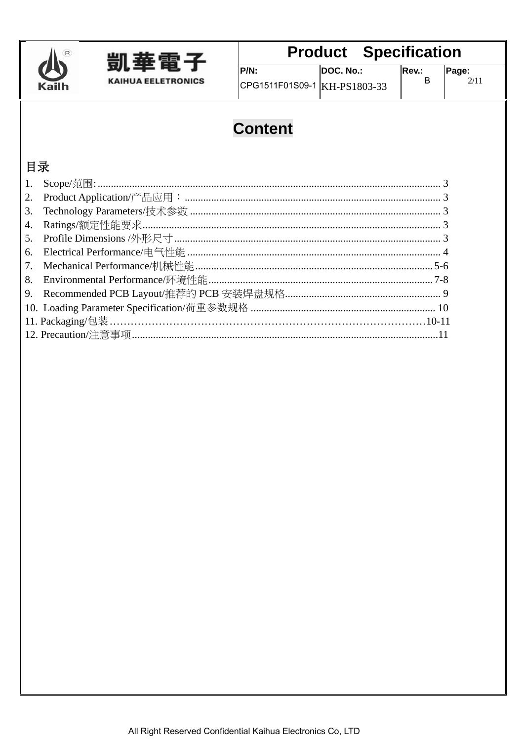# Content

## 目录

1. Scope/范围: ........................................................................................................................ 3
2. Product Application/产品应用：................................................................................................. 3
3. Technology Parameters/技术参数 .............................................................................................. 3
4. Ratings/额定性能要求 ................................................................................................................ 3
5. Profile Dimensions /外形尺寸 .................................................................................................... 3
6. Electrical Performance/电气性能 ............................................................................................... 4
7. Mechanical Performance/机械性能 ........................................................................................ 5-6
8. Environmental Performance/环境性能 .................................................................................... 7-8
9. Recommended PCB Layout/推荐的 PCB 安装焊盘规格 ......................................................... 9
10. Loading Parameter Specification/荷重参数规格 ................................................................... 10
11. Packaging/包装 ………………………………………………………………………………10-11
12. Precaution/注意事项 .................................................................................................................11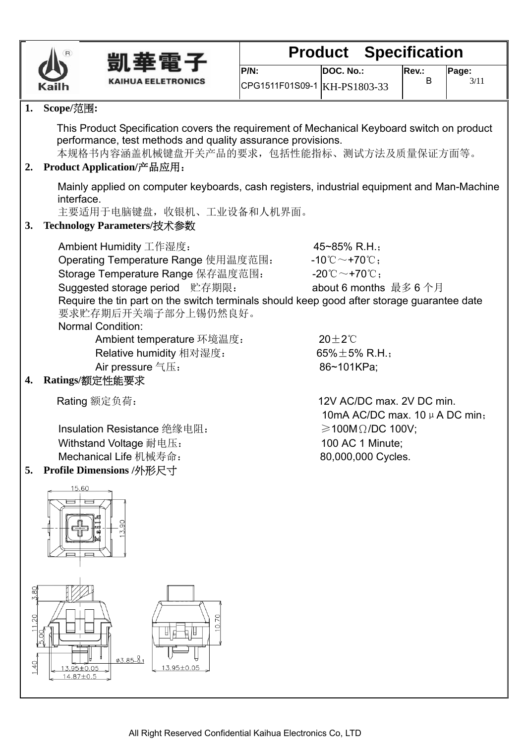| 凱華電子 KAIHUA EELETRONICS | Product Specification | | | |
|---|---|---|---|---|
| | P/N: CPG1511F01S09-1 | DOC. No.: KH-PS1803-33 | Rev.: B | Page: 3/11 |

## 1. Scope/范围:

This Product Specification covers the requirement of Mechanical Keyboard switch on product performance, test methods and quality assurance provisions.
本规格书内容涵盖机械键盘开关产品的要求，包括性能指标、测试方法及质量保证方面等。

## 2. Product Application/产品应用：

Mainly applied on computer keyboards, cash registers, industrial equipment and Man-Machine interface.
主要适用于电脑键盘，收银机、工业设备和人机界面。

## 3. Technology Parameters/技术参数

| | |
|---|---|
| Ambient Humidity 工作湿度： | 45~85% R.H.； |
| Operating Temperature Range 使用温度范围： | -10℃～+70℃； |
| Storage Temperature Range 保存温度范围： | -20℃～+70℃； |
| Suggested storage period 贮存期限： | about 6 months 最多 6 个月 |

Require the tin part on the switch terminals should keep good after storage guarantee date
要求贮存期后开关端子部分上锡仍然良好。

Normal Condition:

| | |
|---|---|
| Ambient temperature 环境温度： | 20±2℃ |
| Relative humidity 相对湿度： | 65%±5% R.H.； |
| Air pressure 气压： | 86~101KPa; |

## 4. Ratings/额定性能要求

| | |
|---|---|
| Rating 额定负荷： | 12V AC/DC max. 2V DC min. 10mA AC/DC max. 10μA DC min； |
| Insulation Resistance 绝缘电阻： | ≥100MΩ/DC 100V; |
| Withstand Voltage 耐电压： | 100 AC 1 Minute; |
| Mechanical Life 机械寿命： | 80,000,000 Cycles. |

## 5. Profile Dimensions /外形尺寸

15.60
13.90
3.80
11.20
5.00
1.40
ø3.85 $^{0}_{-0.1}$
13.95±0.05
14.87±0.5
10.70
13.95±0.05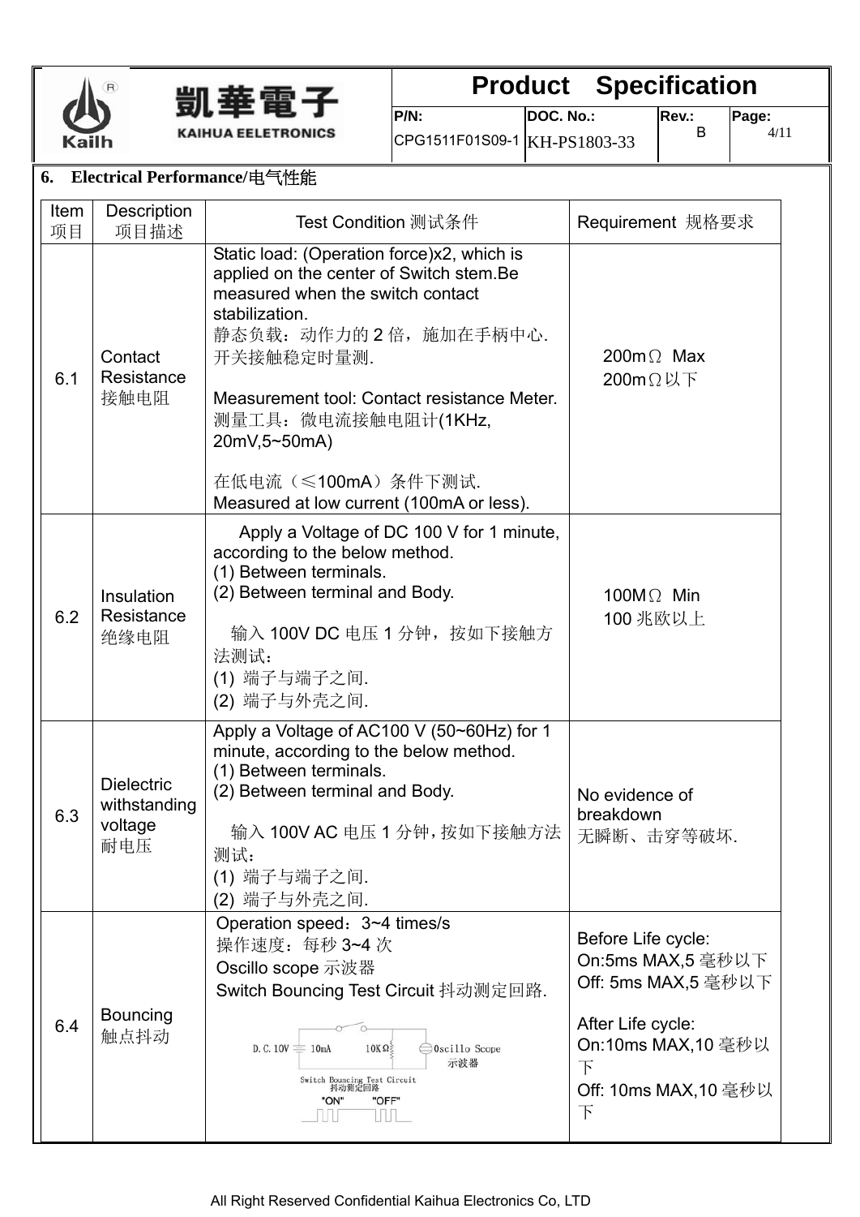## 6. Electrical Performance/电气性能

| Item 项目 | Description 项目描述 | Test Condition 测试条件 | Requirement 规格要求 |
|---|---|---|---|
| 6.1 | Contact Resistance 接触电阻 | Static load: (Operation force)x2, which is applied on the center of Switch stem.Be measured when the switch contact stabilization.<br>静态负载：动作力的 2 倍，施加在手柄中心.开关接触稳定时量测.<br><br>Measurement tool: Contact resistance Meter.<br>测量工具：微电流接触电阻计(1KHz, 20mV,5~50mA)<br><br>在低电流（≤100mA）条件下测试.<br>Measured at low current (100mA or less). | 200mΩ Max<br>200mΩ以下 |
| 6.2 | Insulation Resistance 绝缘电阻 | Apply a Voltage of DC 100 V for 1 minute, according to the below method.<br>(1) Between terminals.<br>(2) Between terminal and Body.<br><br>输入 100V DC 电压 1 分钟，按如下接触方法测试：<br>(1) 端子与端子之间.<br>(2) 端子与外壳之间. | 100MΩ Min<br>100 兆欧以上 |
| 6.3 | Dielectric withstanding voltage 耐电压 | Apply a Voltage of AC100 V (50~60Hz) for 1 minute, according to the below method.<br>(1) Between terminals.<br>(2) Between terminal and Body.<br><br>输入 100V AC 电压 1 分钟，按如下接触方法测试：<br>(1) 端子与端子之间.<br>(2) 端子与外壳之间. | No evidence of breakdown<br>无瞬断、击穿等破坏. |
| 6.4 | Bouncing 触点抖动 | Operation speed：3~4 times/s<br>操作速度：每秒 3~4 次<br>Oscillo scope 示波器<br>Switch Bouncing Test Circuit 抖动测定回路.<br><br>D.C.10V 10mA 10KΩ Oscillo Scope 示波器<br>Switch Bouncing Test Circuit 抖动测定回路<br>"ON" "OFF" | Before Life cycle:<br>On:5ms MAX,5 毫秒以下<br>Off: 5ms MAX,5 毫秒以下<br><br>After Life cycle:<br>On:10ms MAX,10 毫秒以下<br>Off: 10ms MAX,10 毫秒以下 |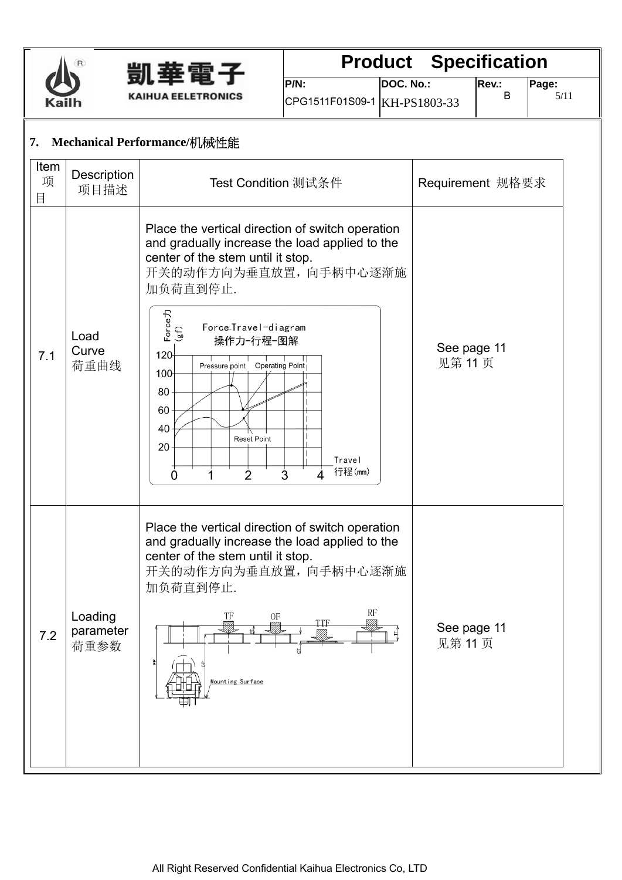## 7. Mechanical Performance/机械性能

| Item 项目 | Description 项目描述 | Test Condition 测试条件 | Requirement 规格要求 |
|---|---|---|---|
| 7.1 | Load Curve 荷重曲线 | Place the vertical direction of switch operation and gradually increase the load applied to the center of the stem until it stop.<br>开关的动作方向为垂直放置，向手柄中心逐渐施加负荷直到停止.<br>Force Travel-diagram 操作力-行程-图解<br>Force力 (gf): 120, 100, 80, 60, 40, 20<br>Pressure point, Operating Point, Reset Point<br>Travel 行程(mm): 0, 1, 2, 3, 4 | See page 11<br>见第 11 页 |
| 7.2 | Loading parameter 荷重参数 | Place the vertical direction of switch operation and gradually increase the load applied to the center of the stem until it stop.<br>开关的动作方向为垂直放置，向手柄中心逐渐施加负荷直到停止.<br>TF, OF, TTF, RF, Mounting Surface | See page 11<br>见第 11 页 |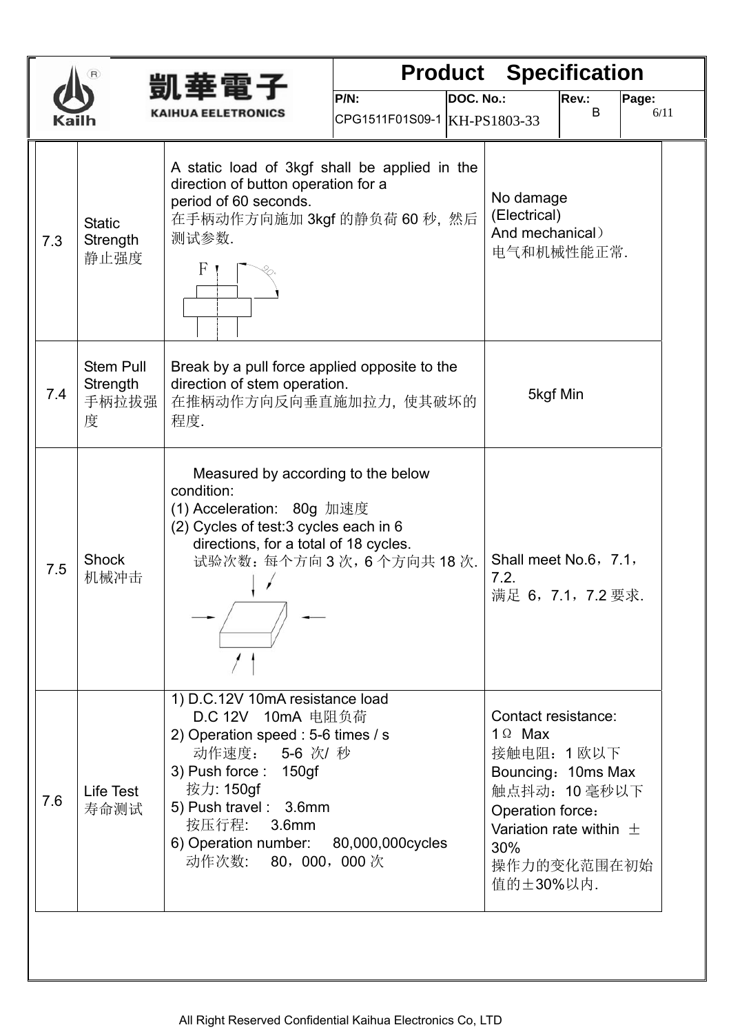| | | | |
|---|---|---|---|
| 7.3 | Static Strength<br>静止强度 | A static load of 3kgf shall be applied in the direction of button operation for a period of 60 seconds.<br>在手柄动作方向施加 3kgf 的静负荷 60 秒，然后测试参数. | No damage (Electrical) And mechanical）<br>电气和机械性能正常. |
| 7.4 | Stem Pull Strength<br>手柄拉拔强度 | Break by a pull force applied opposite to the direction of stem operation.<br>在推柄动作方向反向垂直施加拉力，使其破坏的程度. | 5kgf Min |
| 7.5 | Shock<br>机械冲击 | Measured by according to the below condition:<br>(1) Acceleration: 80g 加速度<br>(2) Cycles of test:3 cycles each in 6 directions, for a total of 18 cycles.<br>试验次数：每个方向 3 次，6 个方向共 18 次. | Shall meet No.6，7.1，7.2.<br>满足 6，7.1，7.2 要求. |
| 7.6 | Life Test<br>寿命测试 | 1) D.C.12V 10mA resistance load<br>D.C 12V 10mA 电阻负荷<br>2) Operation speed : 5-6 times / s<br>动作速度： 5-6 次/ 秒<br>3) Push force : 150gf<br>按力: 150gf<br>5) Push travel : 3.6mm<br>按压行程: 3.6mm<br>6) Operation number: 80,000,000cycles<br>动作次数: 80，000，000 次 | Contact resistance: 1Ω Max<br>接触电阻：1 欧以下<br>Bouncing：10ms Max<br>触点抖动：10 毫秒以下<br>Operation force：Variation rate within ±30%<br>操作力的变化范围在初始值的±30%以内. |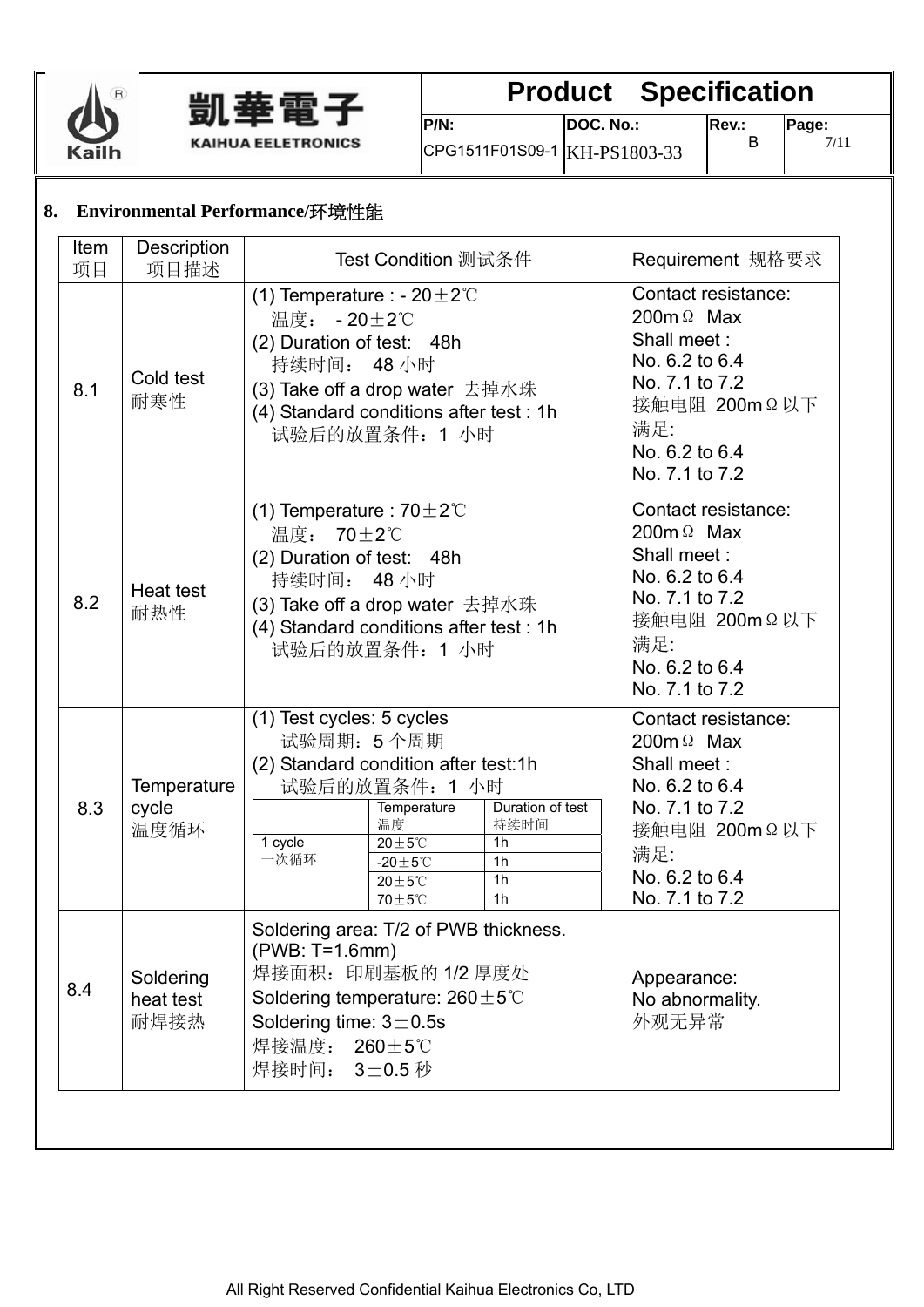## 8. Environmental Performance/环境性能

| Item 项目 | Description 项目描述 | Test Condition 测试条件 | Requirement 规格要求 |
|---|---|---|---|
| 8.1 | Cold test 耐寒性 | (1) Temperature : - 20±2℃<br>温度： - 20±2℃<br>(2) Duration of test: 48h<br>持续时间： 48 小时<br>(3) Take off a drop water 去掉水珠<br>(4) Standard conditions after test : 1h<br>试验后的放置条件：1 小时 | Contact resistance: 200mΩ Max<br>Shall meet :<br>No. 6.2 to 6.4<br>No. 7.1 to 7.2<br>接触电阻 200mΩ以下<br>满足:<br>No. 6.2 to 6.4<br>No. 7.1 to 7.2 |
| 8.2 | Heat test 耐热性 | (1) Temperature : 70±2℃<br>温度： 70±2℃<br>(2) Duration of test: 48h<br>持续时间： 48 小时<br>(3) Take off a drop water 去掉水珠<br>(4) Standard conditions after test : 1h<br>试验后的放置条件：1 小时 | Contact resistance: 200mΩ Max<br>Shall meet :<br>No. 6.2 to 6.4<br>No. 7.1 to 7.2<br>接触电阻 200mΩ以下<br>满足:<br>No. 6.2 to 6.4<br>No. 7.1 to 7.2 |
| 8.3 | Temperature cycle 温度循环 | (1) Test cycles: 5 cycles<br>试验周期：5 个周期<br>(2) Standard condition after test:1h<br>试验后的放置条件：1 小时<br>1 cycle 一次循环 (Temperature 温度 / Duration of test 持续时间):<br>20±5℃ / 1h<br>-20±5℃ / 1h<br>20±5℃ / 1h<br>70±5℃ / 1h | Contact resistance: 200mΩ Max<br>Shall meet :<br>No. 6.2 to 6.4<br>No. 7.1 to 7.2<br>接触电阻 200mΩ以下<br>满足:<br>No. 6.2 to 6.4<br>No. 7.1 to 7.2 |
| 8.4 | Soldering heat test 耐焊接热 | Soldering area: T/2 of PWB thickness. (PWB: T=1.6mm)<br>焊接面积：印刷基板的 1/2 厚度处<br>Soldering temperature: 260±5℃<br>Soldering time: 3±0.5s<br>焊接温度： 260±5℃<br>焊接时间： 3±0.5 秒 | Appearance:<br>No abnormality.<br>外观无异常 |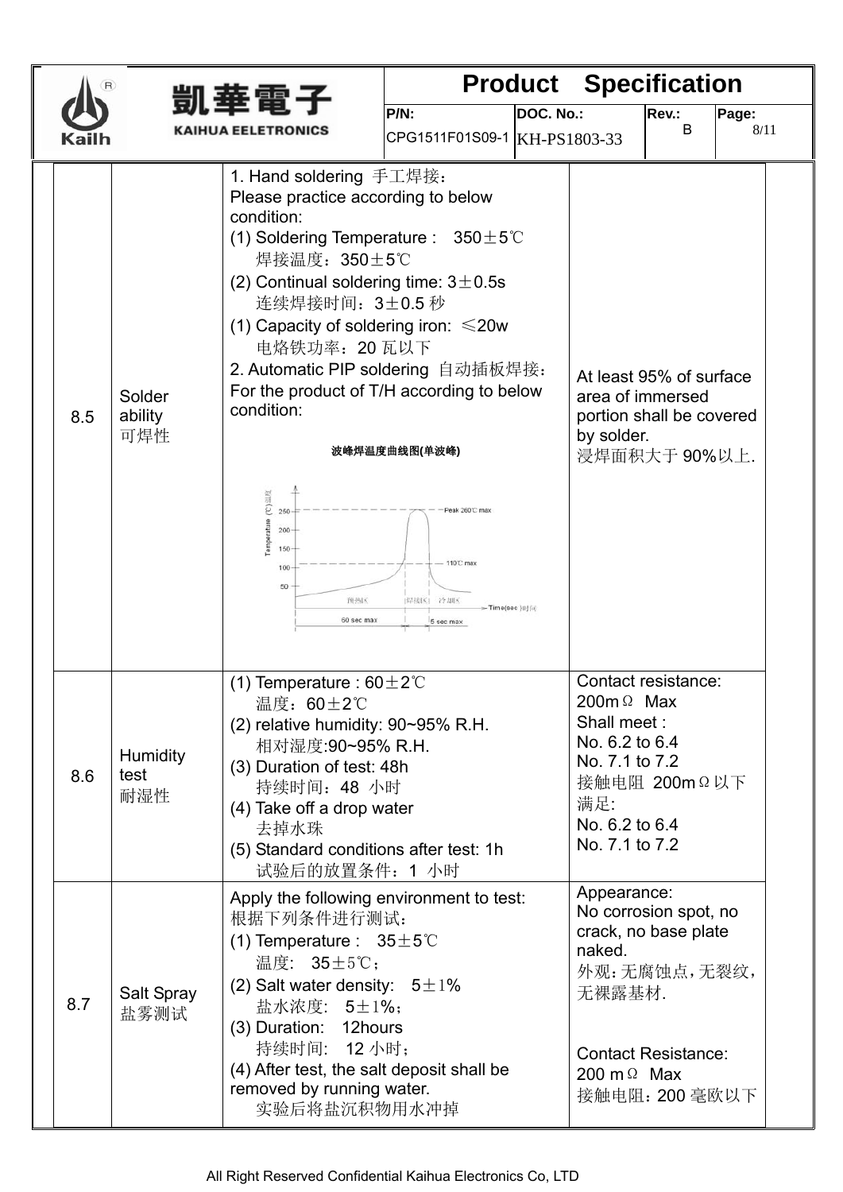| | | | |
|---|---|---|---|
| 8.5 | Solder ability 可焊性 | 1. Hand soldering 手工焊接：<br>Please practice according to below condition:<br>(1) Soldering Temperature : 350±5℃<br>焊接温度：350±5℃<br>(2) Continual soldering time: 3±0.5s<br>连续焊接时间：3±0.5 秒<br>(1) Capacity of soldering iron: ≤20w<br>电烙铁功率：20 瓦以下<br>2. Automatic PIP soldering 自动插板焊接：<br>For the product of T/H according to below condition:<br>**波峰焊温度曲线图(单波峰)**<br>Temperature (℃)温度: 250, 200, 150, 100, 50<br>Peak 260℃ max<br>110℃ max<br>预热区 / 焊接区 / 冷却区<br>Time(sec)时间<br>60 sec max / 5 sec max | At least 95% of surface area of immersed portion shall be covered by solder.<br>浸焊面积大于 90%以上. |
| 8.6 | Humidity test 耐湿性 | (1) Temperature : 60±2℃<br>温度：60±2℃<br>(2) relative humidity: 90~95% R.H.<br>相对湿度:90~95% R.H.<br>(3) Duration of test: 48h<br>持续时间：48 小时<br>(4) Take off a drop water<br>去掉水珠<br>(5) Standard conditions after test: 1h<br>试验后的放置条件：1 小时 | Contact resistance: 200mΩ Max<br>Shall meet :<br>No. 6.2 to 6.4<br>No. 7.1 to 7.2<br>接触电阻 200mΩ以下<br>满足:<br>No. 6.2 to 6.4<br>No. 7.1 to 7.2 |
| 8.7 | Salt Spray 盐雾测试 | Apply the following environment to test:<br>根据下列条件进行测试：<br>(1) Temperature : 35±5℃<br>温度: 35±5℃；<br>(2) Salt water density: 5±1%<br>盐水浓度: 5±1%；<br>(3) Duration: 12hours<br>持续时间: 12 小时；<br>(4) After test, the salt deposit shall be removed by running water.<br>实验后将盐沉积物用水冲掉 | Appearance:<br>No corrosion spot, no crack, no base plate naked.<br>外观：无腐蚀点，无裂纹，无裸露基材.<br><br>Contact Resistance: 200 mΩ Max<br>接触电阻：200 毫欧以下 |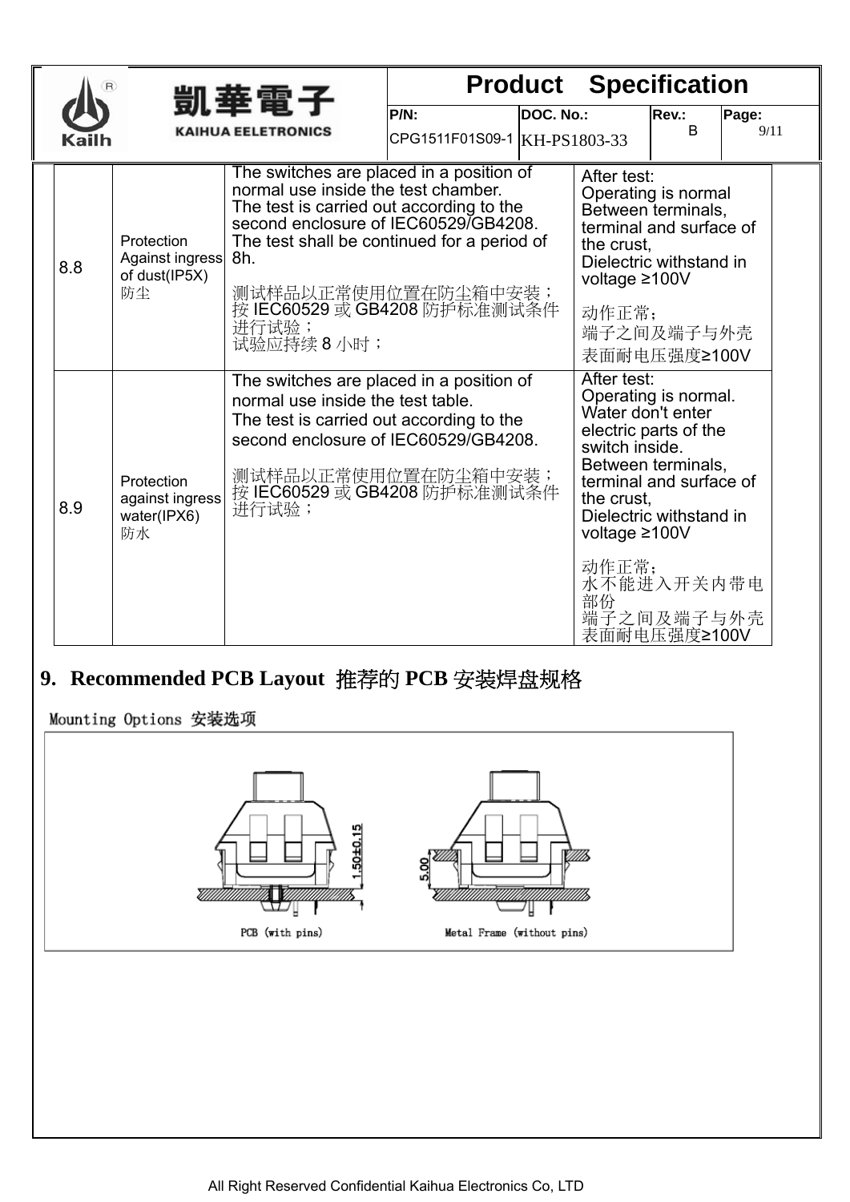| 8.8 | Protection Against ingress of dust(IP5X)<br>防尘 | The switches are placed in a position of normal use inside the test chamber.<br>The test is carried out according to the second enclosure of IEC60529/GB4208.<br>The test shall be continued for a period of 8h.<br>测试样品以正常使用位置在防尘箱中安装；<br>按 IEC60529 或 GB4208 防护标准测试条件进行试验；<br>试验应持续 8 小时； | After test:<br>Operating is normal<br>Between terminals, terminal and surface of the crust,<br>Dielectric withstand in voltage ≥100V<br>动作正常；<br>端子之间及端子与外壳表面耐电压强度≥100V |
|---|---|---|---|
| 8.9 | Protection against ingress water(IPX6)<br>防水 | The switches are placed in a position of normal use inside the test table.<br>The test is carried out according to the second enclosure of IEC60529/GB4208.<br>测试样品以正常使用位置在防尘箱中安装；<br>按 IEC60529 或 GB4208 防护标准测试条件进行试验； | After test:<br>Operating is normal.<br>Water don't enter electric parts of the switch inside.<br>Between terminals, terminal and surface of the crust,<br>Dielectric withstand in voltage ≥100V<br>动作正常；<br>水不能进入开关内带电部份<br>端子之间及端子与外壳表面耐电压强度≥100V |

## 9. Recommended PCB Layout 推荐的 PCB 安装焊盘规格

Mounting Options 安装选项

1.50±0.15

5.00

PCB (with pins)

Metal Frame (without pins)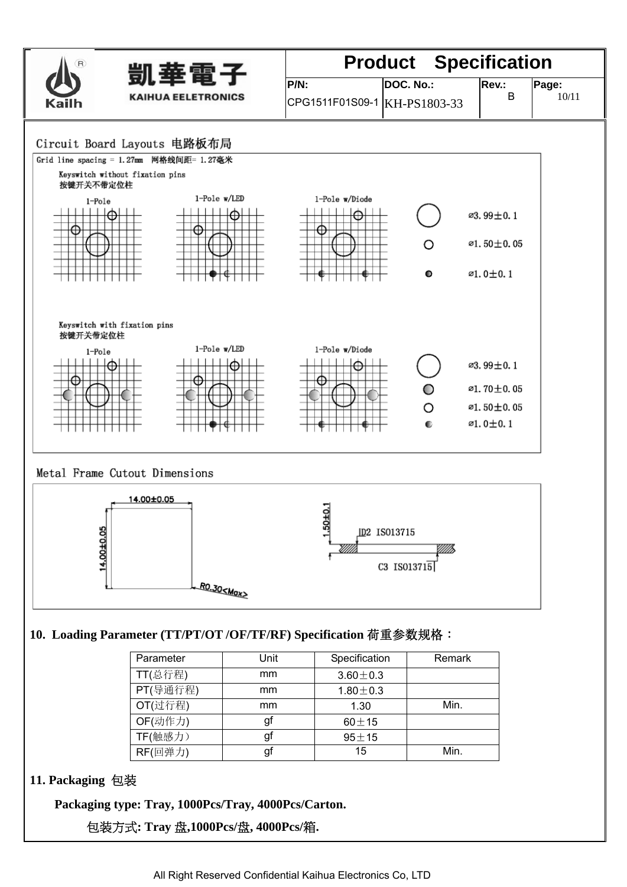| Product Specification | | | |
|---|---|---|---|
| P/N: | DOC. No.: | Rev.: | Page: |
| CPG1511F01S09-1 | KH-PS1803-33 | B | 10/11 |

Circuit Board Layouts 电路板布局

Grid line spacing = 1.27mm 网格线间距= 1.27毫米

Keyswitch without fixation pins
按键开关不带定位柱

1-Pole
1-Pole w/LED
1-Pole w/Diode

⌀3.99±0.1
⌀1.50±0.05
⌀1.0±0.1

Keyswitch with fixation pins
按键开关带定位柱

1-Pole
1-Pole w/LED
1-Pole w/Diode

⌀3.99±0.1
⌀1.70±0.05
⌀1.50±0.05
⌀1.0±0.1

Metal Frame Cutout Dimensions

14.00±0.05
14.00±0.05
R0.30<Max>
1.50±0.1
D2 ISO13715
C3 ISO13715

**10. Loading Parameter (TT/PT/OT /OF/TF/RF) Specification 荷重参数规格：**

| Parameter | Unit | Specification | Remark |
|---|---|---|---|
| TT(总行程) | mm | 3.60±0.3 | |
| PT(导通行程) | mm | 1.80±0.3 | |
| OT(过行程) | mm | 1.30 | Min. |
| OF(动作力) | gf | 60±15 | |
| TF(触感力） | gf | 95±15 | |
| RF(回弹力) | gf | 15 | Min. |

**11. Packaging 包装**

**Packaging type: Tray, 1000Pcs/Tray, 4000Pcs/Carton.**

**包装方式: Tray 盘,1000Pcs/盘, 4000Pcs/箱.**

All Right Reserved Confidential Kaihua Electronics Co, LTD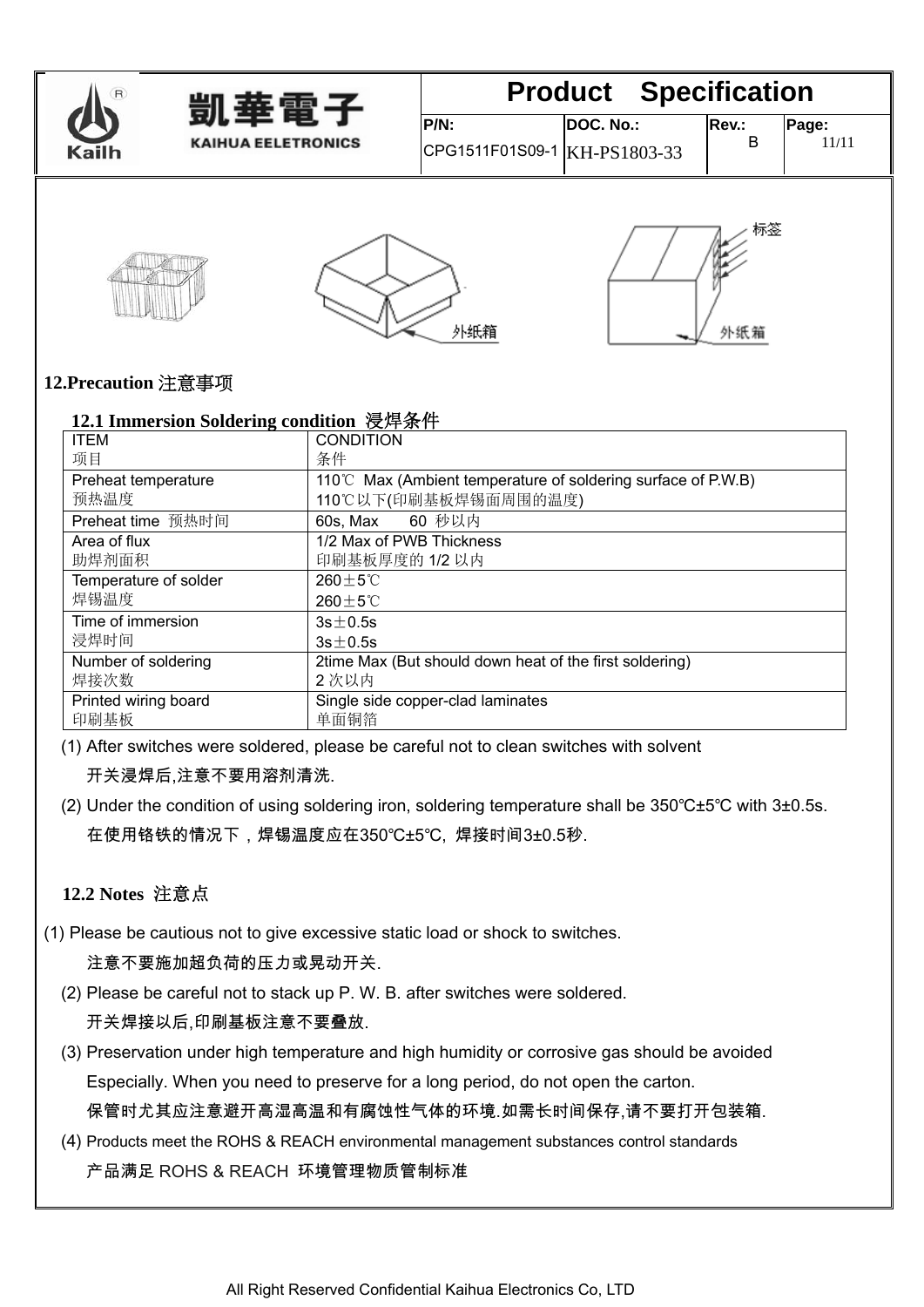标签

外纸箱

外纸箱

## 12.Precaution 注意事项

### 12.1 Immersion Soldering condition 浸焊条件

| ITEM<br>项目 | CONDITION<br>条件 |
| --- | --- |
| Preheat temperature<br>预热温度 | 110℃ Max (Ambient temperature of soldering surface of P.W.B)<br>110℃以下(印刷基板焊锡面周围的温度) |
| Preheat time 预热时间 | 60s, Max 60 秒以内 |
| Area of flux<br>助焊剂面积 | 1/2 Max of PWB Thickness<br>印刷基板厚度的 1/2 以内 |
| Temperature of solder<br>焊锡温度 | 260±5℃<br>260±5℃ |
| Time of immersion<br>浸焊时间 | 3s±0.5s<br>3s±0.5s |
| Number of soldering<br>焊接次数 | 2time Max (But should down heat of the first soldering)<br>2 次以内 |
| Printed wiring board<br>印刷基板 | Single side copper-clad laminates<br>单面铜箔 |

(1) After switches were soldered, please be careful not to clean switches with solvent
开关浸焊后,注意不要用溶剂清洗.

(2) Under the condition of using soldering iron, soldering temperature shall be 350℃±5℃ with 3±0.5s.
在使用铬铁的情况下，焊锡温度应在350℃±5℃, 焊接时间3±0.5秒.

### 12.2 Notes 注意点

(1) Please be cautious not to give excessive static load or shock to switches.
注意不要施加超负荷的压力或晃动开关.

(2) Please be careful not to stack up P. W. B. after switches were soldered.
开关焊接以后,印刷基板注意不要叠放.

(3) Preservation under high temperature and high humidity or corrosive gas should be avoided Especially. When you need to preserve for a long period, do not open the carton.
保管时尤其应注意避开高湿高温和有腐蚀性气体的环境.如需长时间保存,请不要打开包装箱.

(4) Products meet the ROHS & REACH environmental management substances control standards
产品满足 ROHS & REACH 环境管理物质管制标准